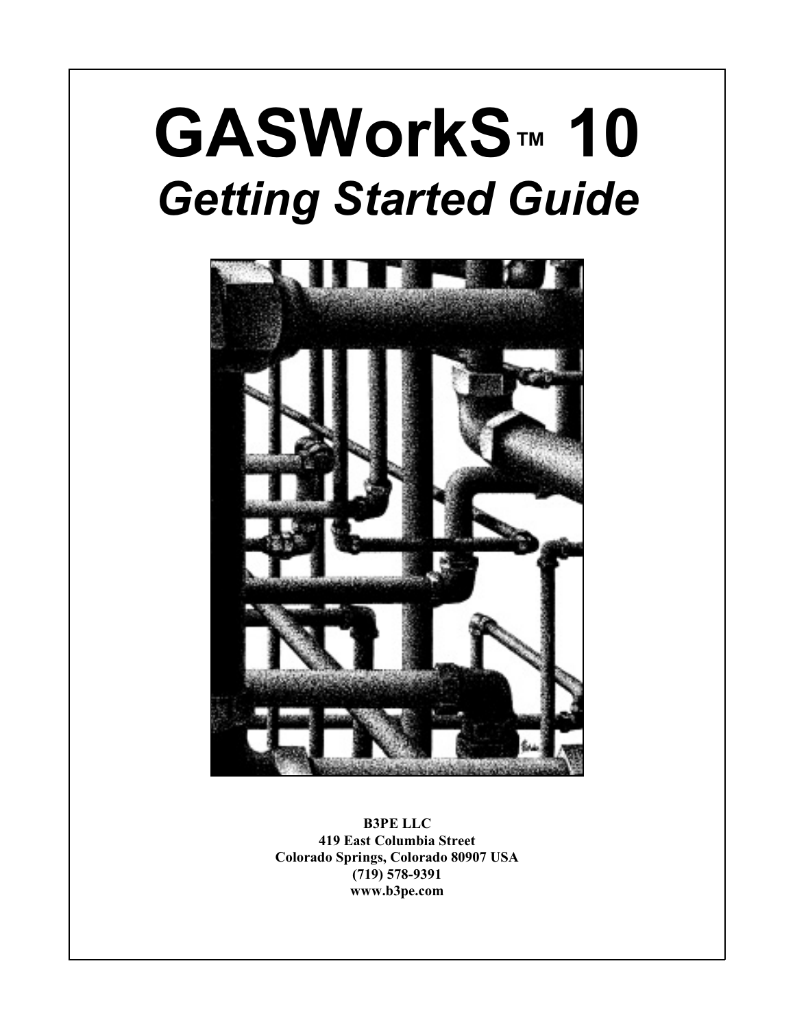# GASWorkS™ 10

## *Getting Started Guide*

**B3PE LLC**
**419 East Columbia Street**
**Colorado Springs, Colorado 80907 USA**
**(719) 578-9391**
**www.b3pe.com**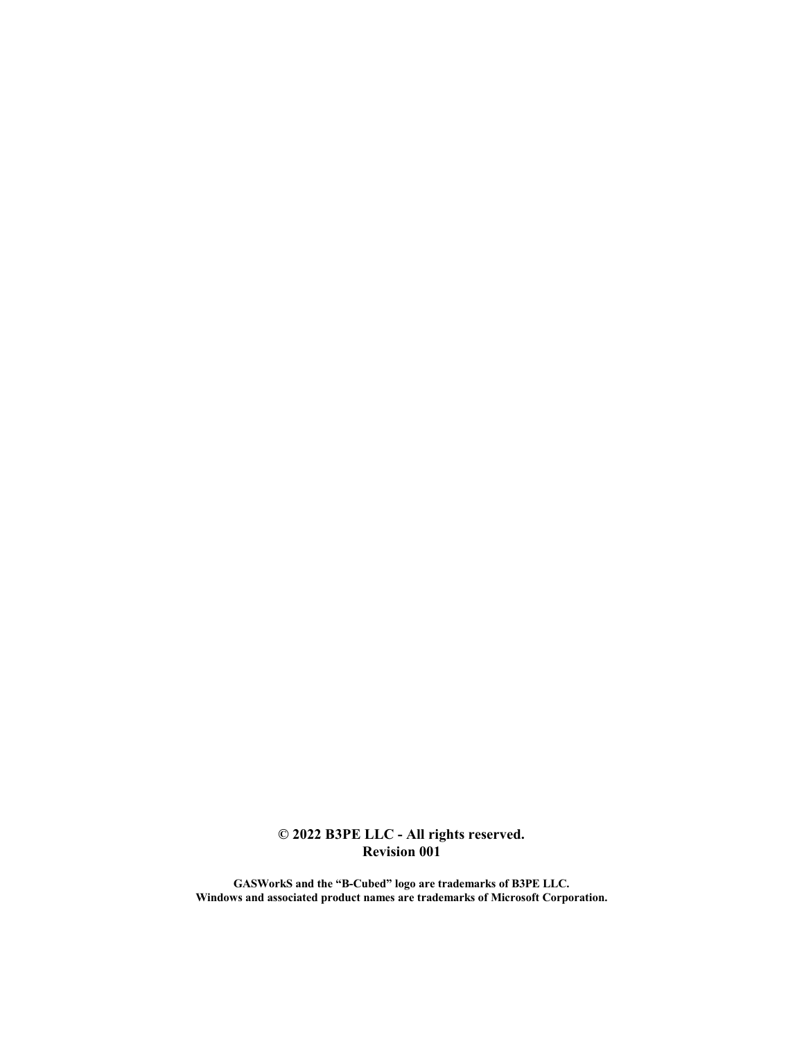**© 2022 B3PE LLC - All rights reserved.**
**Revision 001**

**GASWorkS and the "B-Cubed" logo are trademarks of B3PE LLC.**
**Windows and associated product names are trademarks of Microsoft Corporation.**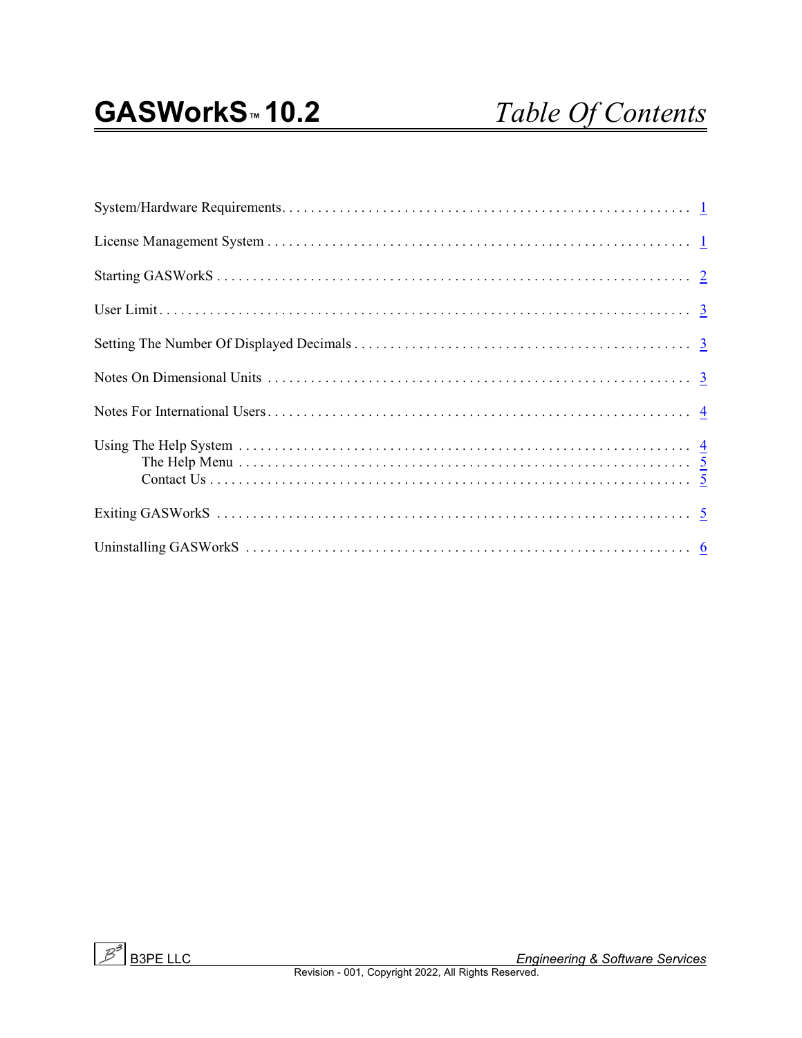# GASWorkS™ 10.2 *Table Of Contents*

System/Hardware Requirements . . . . . . . . . . . . . . . . . . . . . . . . . . . . . . . . . . . . . . . . . . . . . . . . . . . . . . . . 1

License Management System . . . . . . . . . . . . . . . . . . . . . . . . . . . . . . . . . . . . . . . . . . . . . . . . . . . . . . . . . 1

Starting GASWorkS . . . . . . . . . . . . . . . . . . . . . . . . . . . . . . . . . . . . . . . . . . . . . . . . . . . . . . . . . . . . . . . . . 2

User Limit . . . . . . . . . . . . . . . . . . . . . . . . . . . . . . . . . . . . . . . . . . . . . . . . . . . . . . . . . . . . . . . . . . . . . . . . . 3

Setting The Number Of Displayed Decimals . . . . . . . . . . . . . . . . . . . . . . . . . . . . . . . . . . . . . . . . . . . . . . 3

Notes On Dimensional Units . . . . . . . . . . . . . . . . . . . . . . . . . . . . . . . . . . . . . . . . . . . . . . . . . . . . . . . . . . 3

Notes For International Users . . . . . . . . . . . . . . . . . . . . . . . . . . . . . . . . . . . . . . . . . . . . . . . . . . . . . . . . . 4

Using The Help System . . . . . . . . . . . . . . . . . . . . . . . . . . . . . . . . . . . . . . . . . . . . . . . . . . . . . . . . . . . . . . 4
- The Help Menu . . . . . . . . . . . . . . . . . . . . . . . . . . . . . . . . . . . . . . . . . . . . . . . . . . . . . . . . . . . . . . . 5
- Contact Us . . . . . . . . . . . . . . . . . . . . . . . . . . . . . . . . . . . . . . . . . . . . . . . . . . . . . . . . . . . . . . . . . . 5

Exiting GASWorkS . . . . . . . . . . . . . . . . . . . . . . . . . . . . . . . . . . . . . . . . . . . . . . . . . . . . . . . . . . . . . . . . . 5

Uninstalling GASWorkS . . . . . . . . . . . . . . . . . . . . . . . . . . . . . . . . . . . . . . . . . . . . . . . . . . . . . . . . . . . . . 6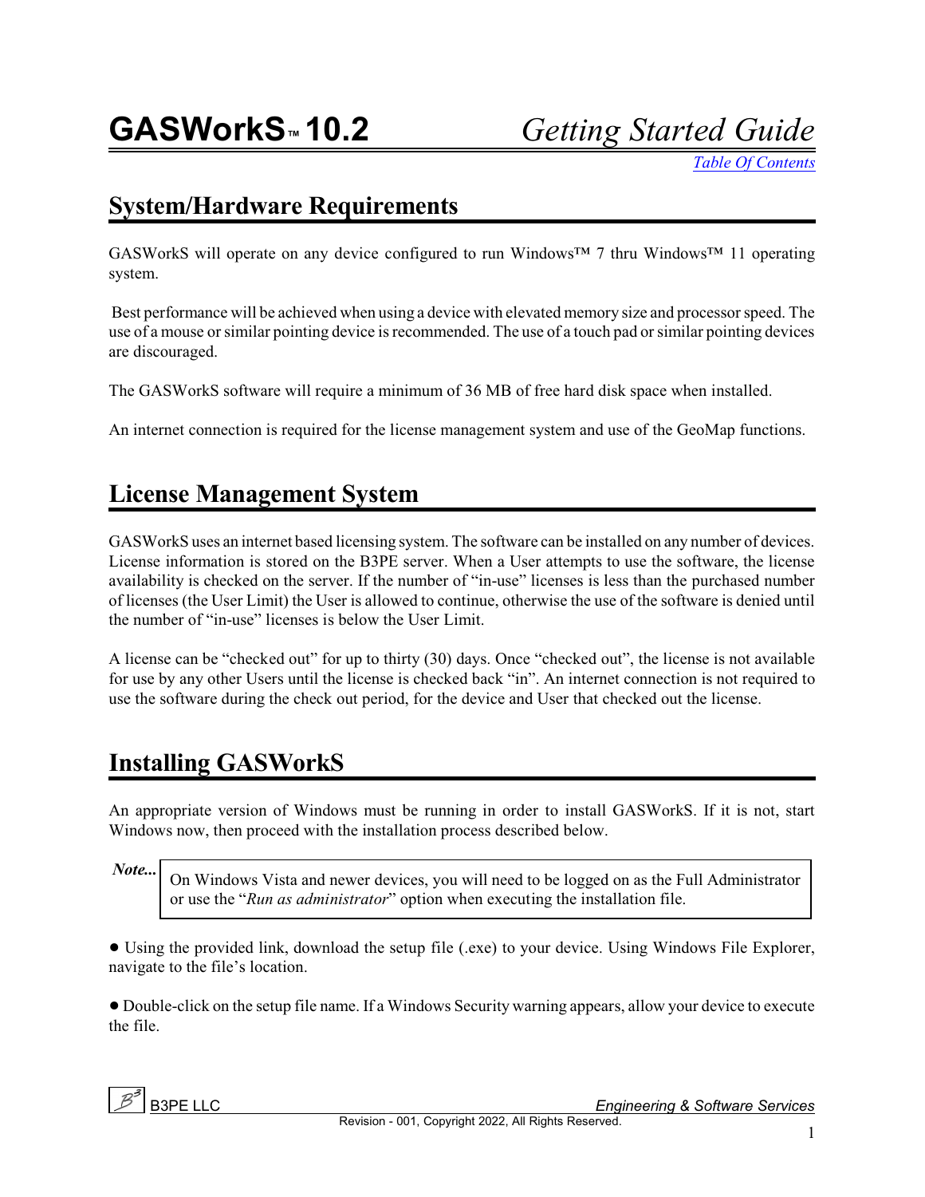# GASWorkS™ 10.2 *Getting Started Guide*

[*Table Of Contents*]

## System/Hardware Requirements

GASWorkS will operate on any device configured to run Windows™ 7 thru Windows™ 11 operating system.

Best performance will be achieved when using a device with elevated memory size and processor speed. The use of a mouse or similar pointing device is recommended. The use of a touch pad or similar pointing devices are discouraged.

The GASWorkS software will require a minimum of 36 MB of free hard disk space when installed.

An internet connection is required for the license management system and use of the GeoMap functions.

## License Management System

GASWorkS uses an internet based licensing system. The software can be installed on any number of devices. License information is stored on the B3PE server. When a User attempts to use the software, the license availability is checked on the server. If the number of "in-use" licenses is less than the purchased number of licenses (the User Limit) the User is allowed to continue, otherwise the use of the software is denied until the number of "in-use" licenses is below the User Limit.

A license can be "checked out" for up to thirty (30) days. Once "checked out", the license is not available for use by any other Users until the license is checked back "in". An internet connection is not required to use the software during the check out period, for the device and User that checked out the license.

## Installing GASWorkS

An appropriate version of Windows must be running in order to install GASWorkS. If it is not, start Windows now, then proceed with the installation process described below.

***Note...*** On Windows Vista and newer devices, you will need to be logged on as the Full Administrator or use the "*Run as administrator*" option when executing the installation file.

- Using the provided link, download the setup file (.exe) to your device. Using Windows File Explorer, navigate to the file's location.

- Double-click on the setup file name. If a Windows Security warning appears, allow your device to execute the file.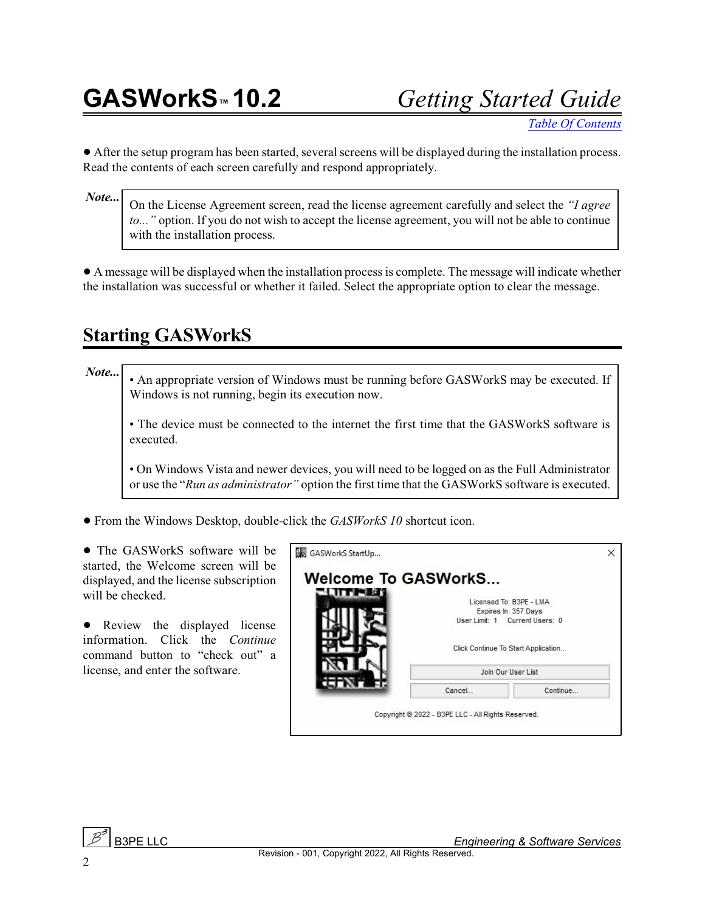● After the setup program has been started, several screens will be displayed during the installation process. Read the contents of each screen carefully and respond appropriately.

**Note...**

> On the License Agreement screen, read the license agreement carefully and select the *"I agree to..."* option. If you do not wish to accept the license agreement, you will not be able to continue with the installation process.

● A message will be displayed when the installation process is complete. The message will indicate whether the installation was successful or whether it failed. Select the appropriate option to clear the message.

## Starting GASWorkS

**Note...**

> • An appropriate version of Windows must be running before GASWorkS may be executed. If Windows is not running, begin its execution now.
>
> • The device must be connected to the internet the first time that the GASWorkS software is executed.
>
> • On Windows Vista and newer devices, you will need to be logged on as the Full Administrator or use the "*Run as administrator"* option the first time that the GASWorkS software is executed.

● From the Windows Desktop, double-click the *GASWorkS 10* shortcut icon.

● The GASWorkS software will be started, the Welcome screen will be displayed, and the license subscription will be checked.

● Review the displayed license information. Click the *Continue* command button to "check out" a license, and enter the software.

GASWorkS StartUp...

**Welcome To GASWorkS...**

Licensed To: B3PE - LMA
Expires In: 357 Days
User Limit: 1 Current Users: 0

Click Continue To Start Application...

Join Our User List

Cancel... Continue...

Copyright © 2022 - B3PE LLC - All Rights Reserved.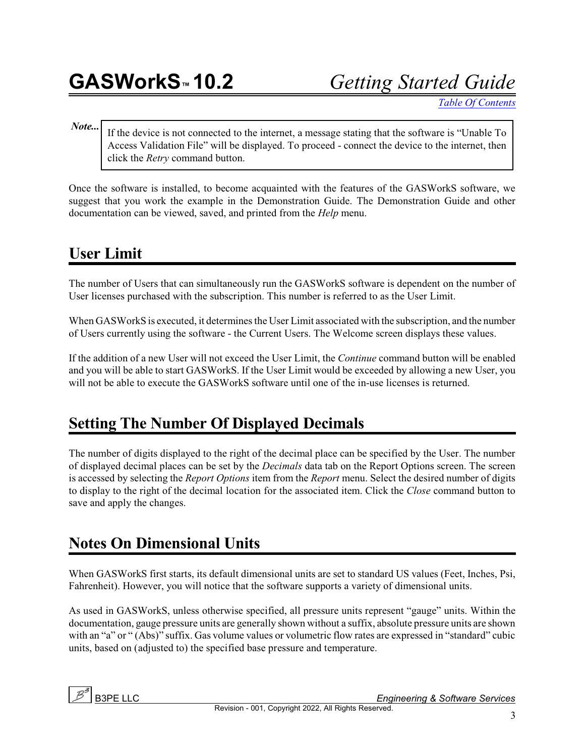[Table Of Contents](#)

> ***Note...*** If the device is not connected to the internet, a message stating that the software is "Unable To Access Validation File" will be displayed. To proceed - connect the device to the internet, then click the *Retry* command button.

Once the software is installed, to become acquainted with the features of the GASWorkS software, we suggest that you work the example in the Demonstration Guide. The Demonstration Guide and other documentation can be viewed, saved, and printed from the *Help* menu.

## User Limit

The number of Users that can simultaneously run the GASWorkS software is dependent on the number of User licenses purchased with the subscription. This number is referred to as the User Limit.

When GASWorkS is executed, it determines the User Limit associated with the subscription, and the number of Users currently using the software - the Current Users. The Welcome screen displays these values.

If the addition of a new User will not exceed the User Limit, the *Continue* command button will be enabled and you will be able to start GASWorkS. If the User Limit would be exceeded by allowing a new User, you will not be able to execute the GASWorkS software until one of the in-use licenses is returned.

## Setting The Number Of Displayed Decimals

The number of digits displayed to the right of the decimal place can be specified by the User. The number of displayed decimal places can be set by the *Decimals* data tab on the Report Options screen. The screen is accessed by selecting the *Report Options* item from the *Report* menu. Select the desired number of digits to display to the right of the decimal location for the associated item. Click the *Close* command button to save and apply the changes.

## Notes On Dimensional Units

When GASWorkS first starts, its default dimensional units are set to standard US values (Feet, Inches, Psi, Fahrenheit). However, you will notice that the software supports a variety of dimensional units.

As used in GASWorkS, unless otherwise specified, all pressure units represent "gauge" units. Within the documentation, gauge pressure units are generally shown without a suffix, absolute pressure units are shown with an "a" or " (Abs)" suffix. Gas volume values or volumetric flow rates are expressed in "standard" cubic units, based on (adjusted to) the specified base pressure and temperature.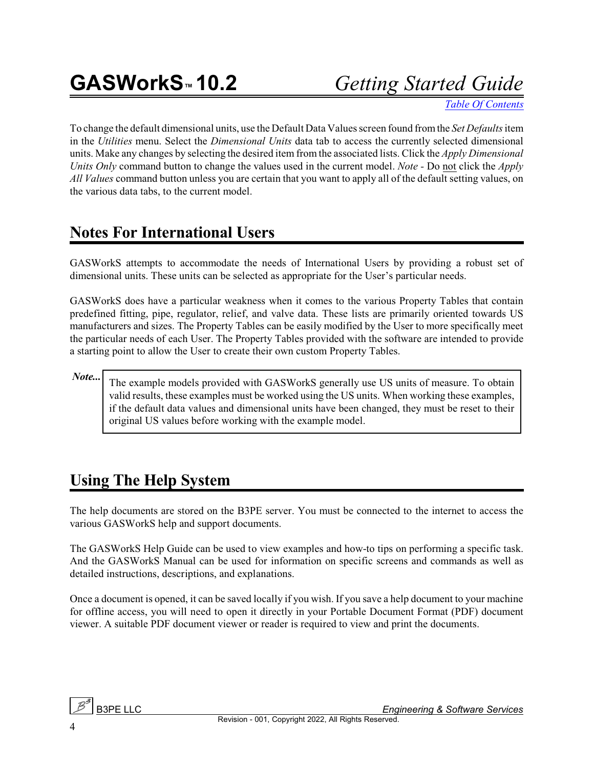To change the default dimensional units, use the Default Data Values screen found from the *Set Defaults* item in the *Utilities* menu. Select the *Dimensional Units* data tab to access the currently selected dimensional units. Make any changes by selecting the desired item from the associated lists. Click the *Apply Dimensional Units Only* command button to change the values used in the current model. *Note* - Do not click the *Apply All Values* command button unless you are certain that you want to apply all of the default setting values, on the various data tabs, to the current model.

## Notes For International Users

GASWorkS attempts to accommodate the needs of International Users by providing a robust set of dimensional units. These units can be selected as appropriate for the User's particular needs.

GASWorkS does have a particular weakness when it comes to the various Property Tables that contain predefined fitting, pipe, regulator, relief, and valve data. These lists are primarily oriented towards US manufacturers and sizes. The Property Tables can be easily modified by the User to more specifically meet the particular needs of each User. The Property Tables provided with the software are intended to provide a starting point to allow the User to create their own custom Property Tables.

***Note...*** The example models provided with GASWorkS generally use US units of measure. To obtain valid results, these examples must be worked using the US units. When working these examples, if the default data values and dimensional units have been changed, they must be reset to their original US values before working with the example model.

## Using The Help System

The help documents are stored on the B3PE server. You must be connected to the internet to access the various GASWorkS help and support documents.

The GASWorkS Help Guide can be used to view examples and how-to tips on performing a specific task. And the GASWorkS Manual can be used for information on specific screens and commands as well as detailed instructions, descriptions, and explanations.

Once a document is opened, it can be saved locally if you wish. If you save a help document to your machine for offline access, you will need to open it directly in your Portable Document Format (PDF) document viewer. A suitable PDF document viewer or reader is required to view and print the documents.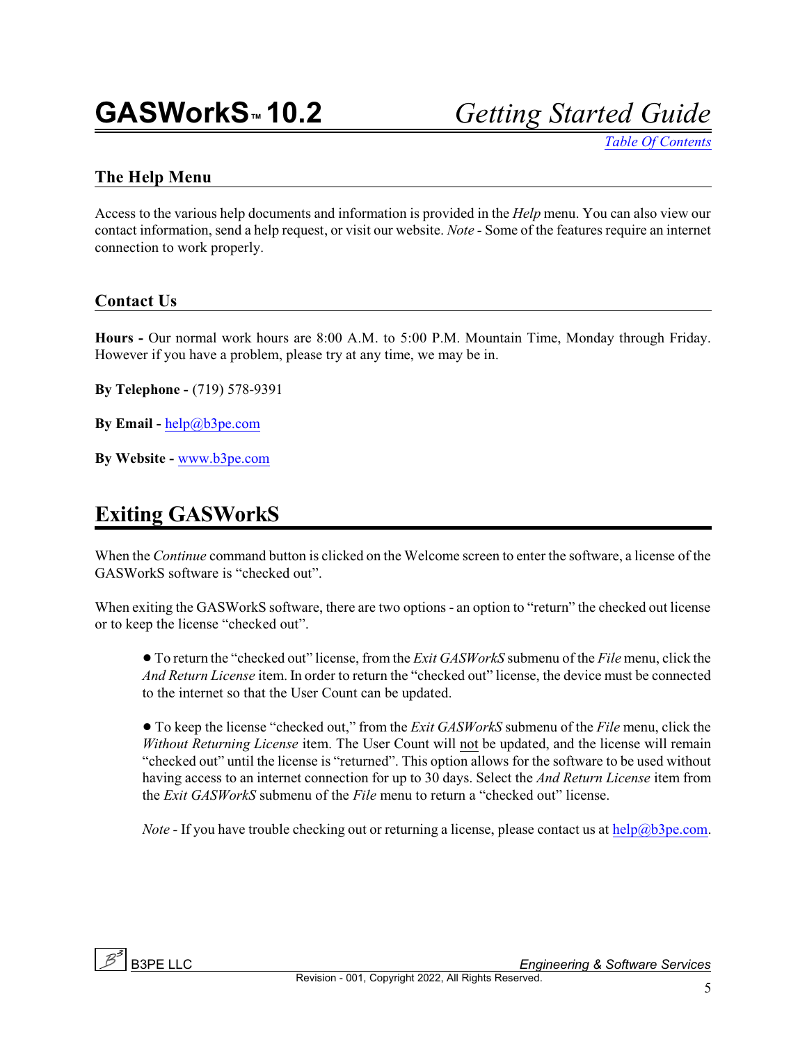## The Help Menu

Access to the various help documents and information is provided in the *Help* menu. You can also view our contact information, send a help request, or visit our website. *Note* - Some of the features require an internet connection to work properly.

## Contact Us

**Hours -** Our normal work hours are 8:00 A.M. to 5:00 P.M. Mountain Time, Monday through Friday. However if you have a problem, please try at any time, we may be in.

**By Telephone -** (719) 578-9391

**By Email -** help@b3pe.com

**By Website -** www.b3pe.com

# Exiting GASWorkS

When the *Continue* command button is clicked on the Welcome screen to enter the software, a license of the GASWorkS software is "checked out".

When exiting the GASWorkS software, there are two options - an option to "return" the checked out license or to keep the license "checked out".

- To return the "checked out" license, from the *Exit GASWorkS* submenu of the *File* menu, click the *And Return License* item. In order to return the "checked out" license, the device must be connected to the internet so that the User Count can be updated.

- To keep the license "checked out," from the *Exit GASWorkS* submenu of the *File* menu, click the *Without Returning License* item. The User Count will not be updated, and the license will remain "checked out" until the license is "returned". This option allows for the software to be used without having access to an internet connection for up to 30 days. Select the *And Return License* item from the *Exit GASWorkS* submenu of the *File* menu to return a "checked out" license.

*Note* - If you have trouble checking out or returning a license, please contact us at help@b3pe.com.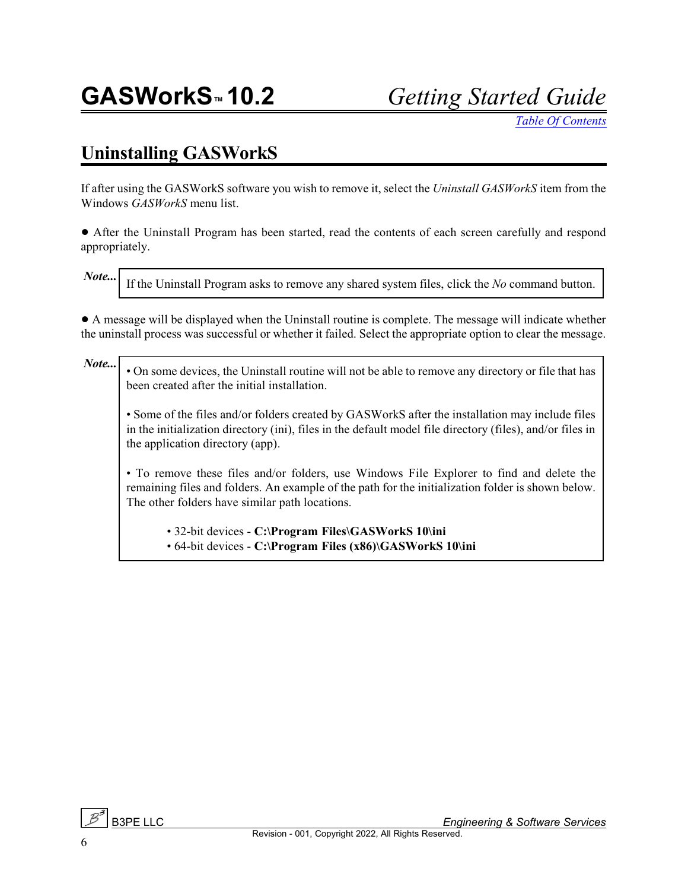## Uninstalling GASWorkS

If after using the GASWorkS software you wish to remove it, select the *Uninstall GASWorkS* item from the Windows *GASWorkS* menu list.

● After the Uninstall Program has been started, read the contents of each screen carefully and respond appropriately.

***Note...*** If the Uninstall Program asks to remove any shared system files, click the *No* command button.

● A message will be displayed when the Uninstall routine is complete. The message will indicate whether the uninstall process was successful or whether it failed. Select the appropriate option to clear the message.

***Note...***

• On some devices, the Uninstall routine will not be able to remove any directory or file that has been created after the initial installation.

• Some of the files and/or folders created by GASWorkS after the installation may include files in the initialization directory (ini), files in the default model file directory (files), and/or files in the application directory (app).

• To remove these files and/or folders, use Windows File Explorer to find and delete the remaining files and folders. An example of the path for the initialization folder is shown below. The other folders have similar path locations.

- 32-bit devices - **C:\Program Files\GASWorkS 10\ini**
- 64-bit devices - **C:\Program Files (x86)\GASWorkS 10\ini**